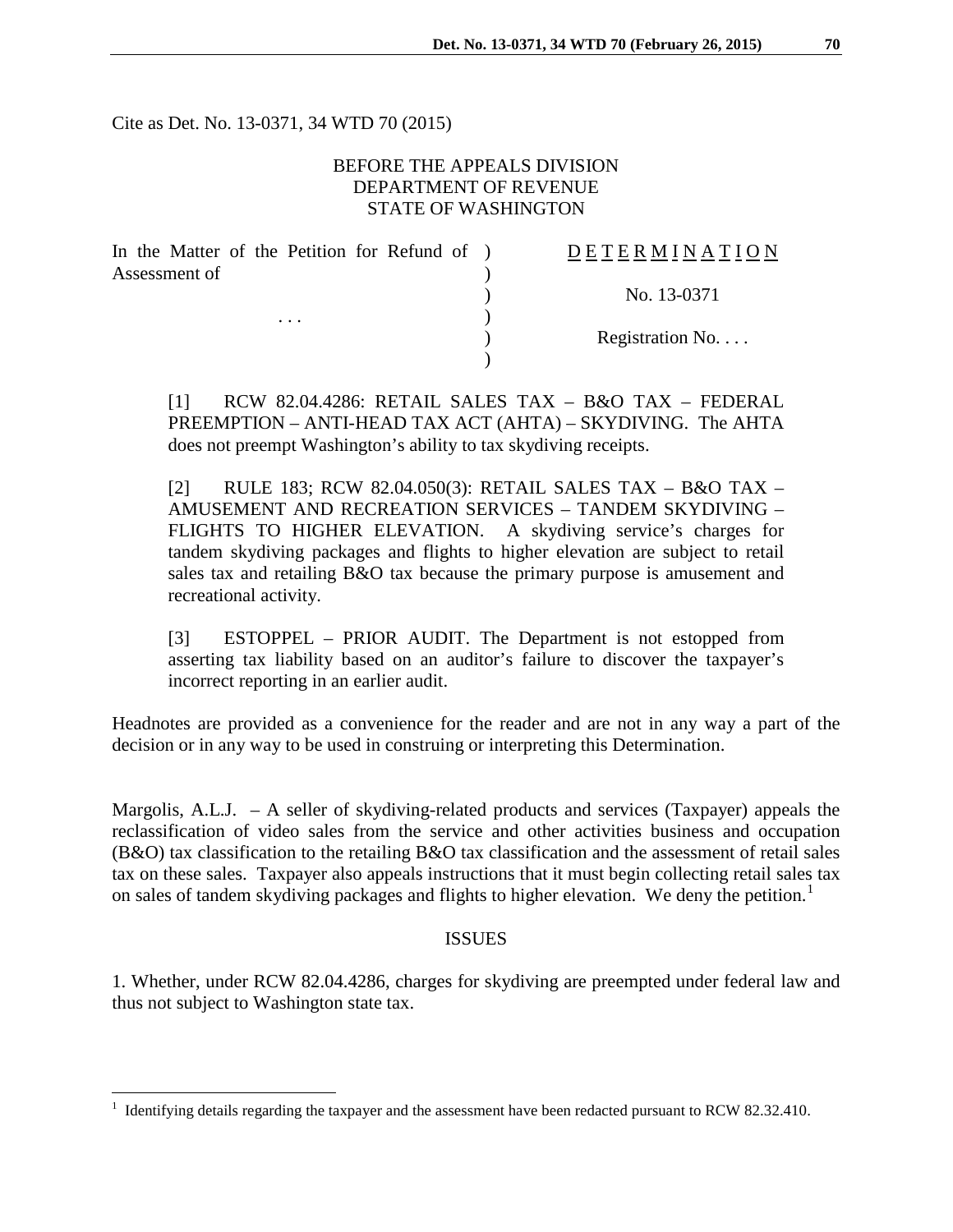Cite as Det. No. 13-0371, 34 WTD 70 (2015)

BEFORE THE APPEALS DIVISION
DEPARTMENT OF REVENUE
STATE OF WASHINGTON

| | | |
|---|---|---|
| In the Matter of the Petition for Refund of Assessment of | ) | D E T E R M I N A T I O N |
| | ) | |
| | ) | No. 13-0371 |
| . . . | ) | |
| | ) | Registration No. . . . |
| | ) | |

[1] RCW 82.04.4286: RETAIL SALES TAX – B&O TAX – FEDERAL PREEMPTION – ANTI-HEAD TAX ACT (AHTA) – SKYDIVING. The AHTA does not preempt Washington's ability to tax skydiving receipts.

[2] RULE 183; RCW 82.04.050(3): RETAIL SALES TAX – B&O TAX – AMUSEMENT AND RECREATION SERVICES – TANDEM SKYDIVING – FLIGHTS TO HIGHER ELEVATION. A skydiving service's charges for tandem skydiving packages and flights to higher elevation are subject to retail sales tax and retailing B&O tax because the primary purpose is amusement and recreational activity.

[3] ESTOPPEL – PRIOR AUDIT. The Department is not estopped from asserting tax liability based on an auditor's failure to discover the taxpayer's incorrect reporting in an earlier audit.

Headnotes are provided as a convenience for the reader and are not in any way a part of the decision or in any way to be used in construing or interpreting this Determination.

Margolis, A.L.J. – A seller of skydiving-related products and services (Taxpayer) appeals the reclassification of video sales from the service and other activities business and occupation (B&O) tax classification to the retailing B&O tax classification and the assessment of retail sales tax on these sales. Taxpayer also appeals instructions that it must begin collecting retail sales tax on sales of tandem skydiving packages and flights to higher elevation. We deny the petition.[1]

## ISSUES

1. Whether, under RCW 82.04.4286, charges for skydiving are preempted under federal law and thus not subject to Washington state tax.

[1] Identifying details regarding the taxpayer and the assessment have been redacted pursuant to RCW 82.32.410.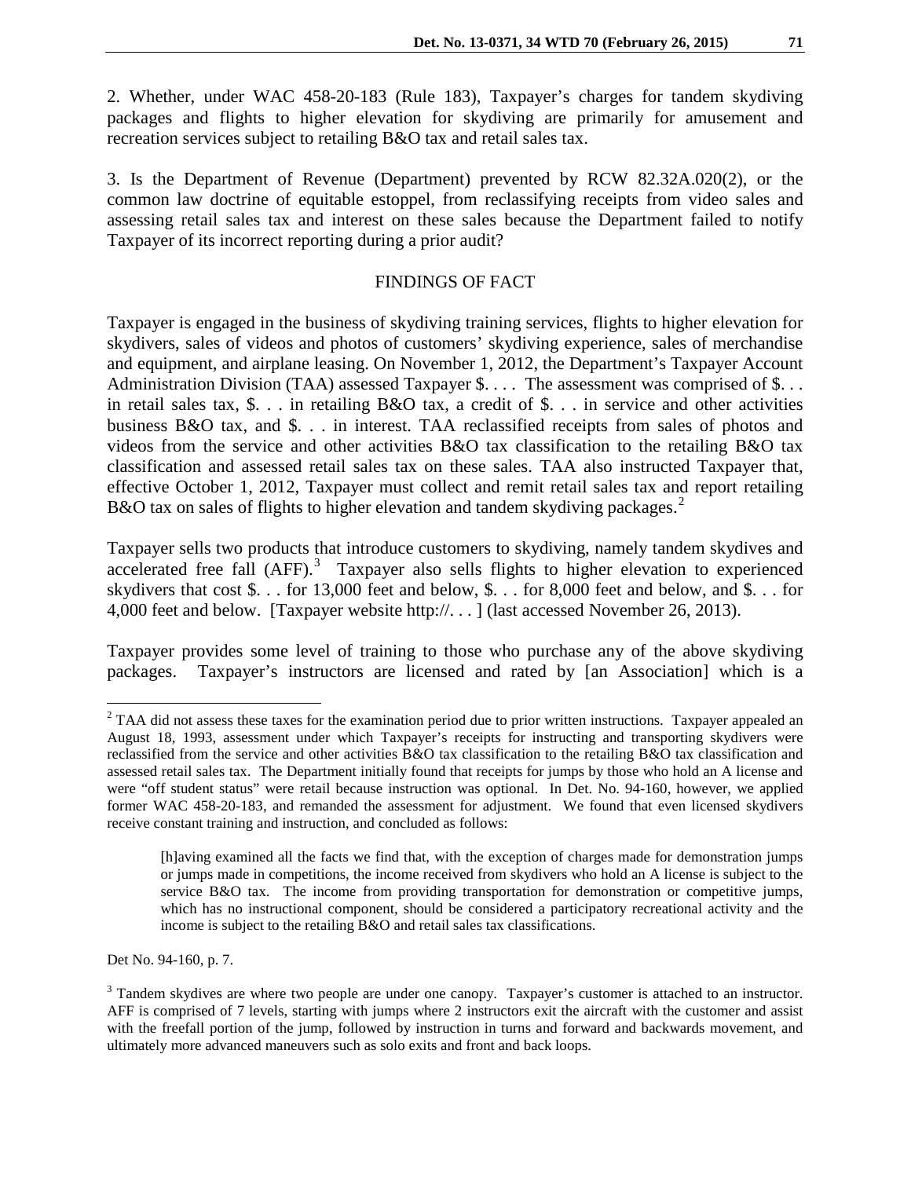2. Whether, under WAC 458-20-183 (Rule 183), Taxpayer's charges for tandem skydiving packages and flights to higher elevation for skydiving are primarily for amusement and recreation services subject to retailing B&O tax and retail sales tax.

3. Is the Department of Revenue (Department) prevented by RCW 82.32A.020(2), or the common law doctrine of equitable estoppel, from reclassifying receipts from video sales and assessing retail sales tax and interest on these sales because the Department failed to notify Taxpayer of its incorrect reporting during a prior audit?

## FINDINGS OF FACT

Taxpayer is engaged in the business of skydiving training services, flights to higher elevation for skydivers, sales of videos and photos of customers' skydiving experience, sales of merchandise and equipment, and airplane leasing. On November 1, 2012, the Department's Taxpayer Account Administration Division (TAA) assessed Taxpayer $. . . . The assessment was comprised of $. . . in retail sales tax, $. . . in retailing B&O tax, a credit of $. . . in service and other activities business B&O tax, and $. . . in interest. TAA reclassified receipts from sales of photos and videos from the service and other activities B&O tax classification to the retailing B&O tax classification and assessed retail sales tax on these sales. TAA also instructed Taxpayer that, effective October 1, 2012, Taxpayer must collect and remit retail sales tax and report retailing B&O tax on sales of flights to higher elevation and tandem skydiving packages.[2]

Taxpayer sells two products that introduce customers to skydiving, namely tandem skydives and accelerated free fall (AFF).[3] Taxpayer also sells flights to higher elevation to experienced skydivers that cost $. . . for 13,000 feet and below, $. . . for 8,000 feet and below, and $. . . for 4,000 feet and below. [Taxpayer website http://. . . ] (last accessed November 26, 2013).

Taxpayer provides some level of training to those who purchase any of the above skydiving packages. Taxpayer's instructors are licensed and rated by [an Association] which is a

---

[2] TAA did not assess these taxes for the examination period due to prior written instructions. Taxpayer appealed an August 18, 1993, assessment under which Taxpayer's receipts for instructing and transporting skydivers were reclassified from the service and other activities B&O tax classification to the retailing B&O tax classification and assessed retail sales tax. The Department initially found that receipts for jumps by those who hold an A license and were "off student status" were retail because instruction was optional. In Det. No. 94-160, however, we applied former WAC 458-20-183, and remanded the assessment for adjustment. We found that even licensed skydivers receive constant training and instruction, and concluded as follows:

> [h]aving examined all the facts we find that, with the exception of charges made for demonstration jumps or jumps made in competitions, the income received from skydivers who hold an A license is subject to the service B&O tax. The income from providing transportation for demonstration or competitive jumps, which has no instructional component, should be considered a participatory recreational activity and the income is subject to the retailing B&O and retail sales tax classifications.

Det No. 94-160, p. 7.

[3] Tandem skydives are where two people are under one canopy. Taxpayer's customer is attached to an instructor. AFF is comprised of 7 levels, starting with jumps where 2 instructors exit the aircraft with the customer and assist with the freefall portion of the jump, followed by instruction in turns and forward and backwards movement, and ultimately more advanced maneuvers such as solo exits and front and back loops.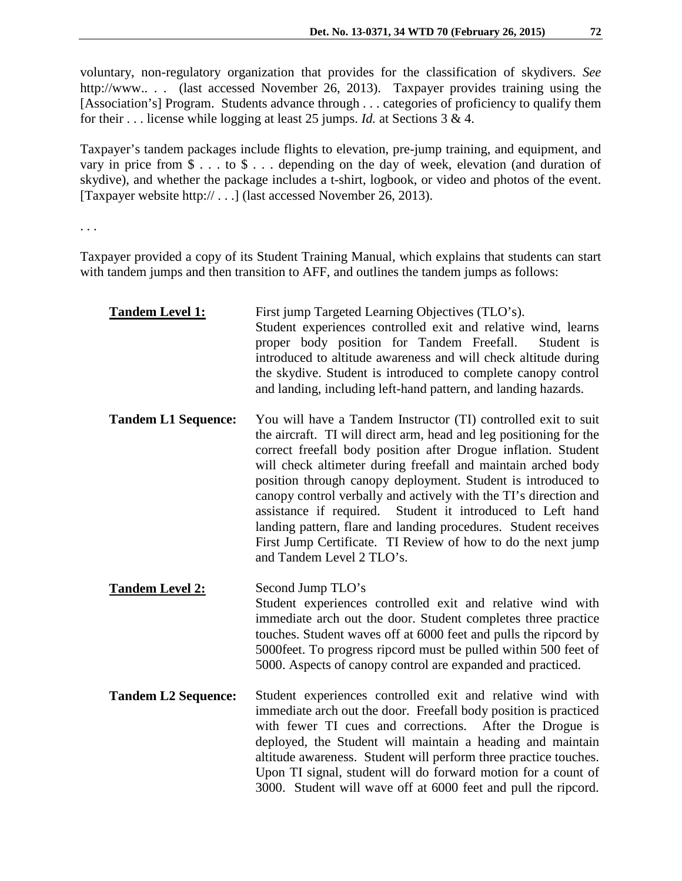voluntary, non-regulatory organization that provides for the classification of skydivers. *See* http://www.. . . (last accessed November 26, 2013). Taxpayer provides training using the [Association's] Program. Students advance through . . . categories of proficiency to qualify them for their . . . license while logging at least 25 jumps. *Id.* at Sections 3 & 4.

Taxpayer's tandem packages include flights to elevation, pre-jump training, and equipment, and vary in price from $ . . . to $ . . . depending on the day of week, elevation (and duration of skydive), and whether the package includes a t-shirt, logbook, or video and photos of the event. [Taxpayer website http:// . . .] (last accessed November 26, 2013).

. . .

Taxpayer provided a copy of its Student Training Manual, which explains that students can start with tandem jumps and then transition to AFF, and outlines the tandem jumps as follows:

**<u>Tandem Level 1:</u>** First jump Targeted Learning Objectives (TLO's). Student experiences controlled exit and relative wind, learns proper body position for Tandem Freefall. Student is introduced to altitude awareness and will check altitude during the skydive. Student is introduced to complete canopy control and landing, including left-hand pattern, and landing hazards.

**Tandem L1 Sequence:** You will have a Tandem Instructor (TI) controlled exit to suit the aircraft. TI will direct arm, head and leg positioning for the correct freefall body position after Drogue inflation. Student will check altimeter during freefall and maintain arched body position through canopy deployment. Student is introduced to canopy control verbally and actively with the TI's direction and assistance if required. Student it introduced to Left hand landing pattern, flare and landing procedures. Student receives First Jump Certificate. TI Review of how to do the next jump and Tandem Level 2 TLO's.

**<u>Tandem Level 2:</u>** Second Jump TLO's Student experiences controlled exit and relative wind with immediate arch out the door. Student completes three practice touches. Student waves off at 6000 feet and pulls the ripcord by 5000feet. To progress ripcord must be pulled within 500 feet of 5000. Aspects of canopy control are expanded and practiced.

**Tandem L2 Sequence:** Student experiences controlled exit and relative wind with immediate arch out the door. Freefall body position is practiced with fewer TI cues and corrections. After the Drogue is deployed, the Student will maintain a heading and maintain altitude awareness. Student will perform three practice touches. Upon TI signal, student will do forward motion for a count of 3000. Student will wave off at 6000 feet and pull the ripcord.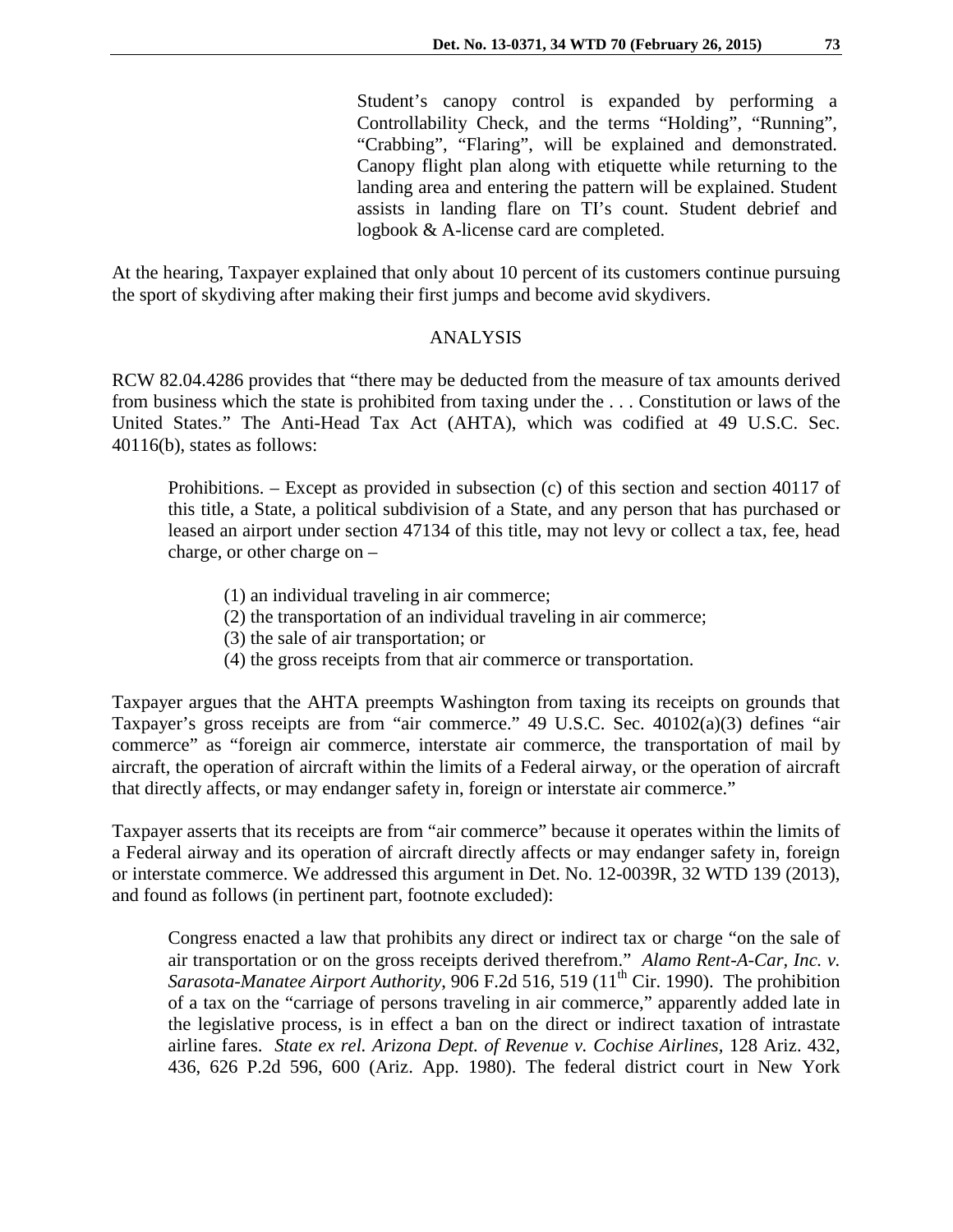> Student's canopy control is expanded by performing a Controllability Check, and the terms "Holding", "Running", "Crabbing", "Flaring", will be explained and demonstrated. Canopy flight plan along with etiquette while returning to the landing area and entering the pattern will be explained. Student assists in landing flare on TI's count. Student debrief and logbook & A-license card are completed.

At the hearing, Taxpayer explained that only about 10 percent of its customers continue pursuing the sport of skydiving after making their first jumps and become avid skydivers.

## ANALYSIS

RCW 82.04.4286 provides that "there may be deducted from the measure of tax amounts derived from business which the state is prohibited from taxing under the . . . Constitution or laws of the United States." The Anti-Head Tax Act (AHTA), which was codified at 49 U.S.C. Sec. 40116(b), states as follows:

> Prohibitions. – Except as provided in subsection (c) of this section and section 40117 of this title, a State, a political subdivision of a State, and any person that has purchased or leased an airport under section 47134 of this title, may not levy or collect a tax, fee, head charge, or other charge on –
>
> (1) an individual traveling in air commerce;
> (2) the transportation of an individual traveling in air commerce;
> (3) the sale of air transportation; or
> (4) the gross receipts from that air commerce or transportation.

Taxpayer argues that the AHTA preempts Washington from taxing its receipts on grounds that Taxpayer's gross receipts are from "air commerce." 49 U.S.C. Sec. 40102(a)(3) defines "air commerce" as "foreign air commerce, interstate air commerce, the transportation of mail by aircraft, the operation of aircraft within the limits of a Federal airway, or the operation of aircraft that directly affects, or may endanger safety in, foreign or interstate air commerce."

Taxpayer asserts that its receipts are from "air commerce" because it operates within the limits of a Federal airway and its operation of aircraft directly affects or may endanger safety in, foreign or interstate commerce. We addressed this argument in Det. No. 12-0039R, 32 WTD 139 (2013), and found as follows (in pertinent part, footnote excluded):

> Congress enacted a law that prohibits any direct or indirect tax or charge "on the sale of air transportation or on the gross receipts derived therefrom." *Alamo Rent-A-Car, Inc. v. Sarasota-Manatee Airport Authority*, 906 F.2d 516, 519 (11th Cir. 1990). The prohibition of a tax on the "carriage of persons traveling in air commerce," apparently added late in the legislative process, is in effect a ban on the direct or indirect taxation of intrastate airline fares. *State ex rel. Arizona Dept. of Revenue v. Cochise Airlines*, 128 Ariz. 432, 436, 626 P.2d 596, 600 (Ariz. App. 1980). The federal district court in New York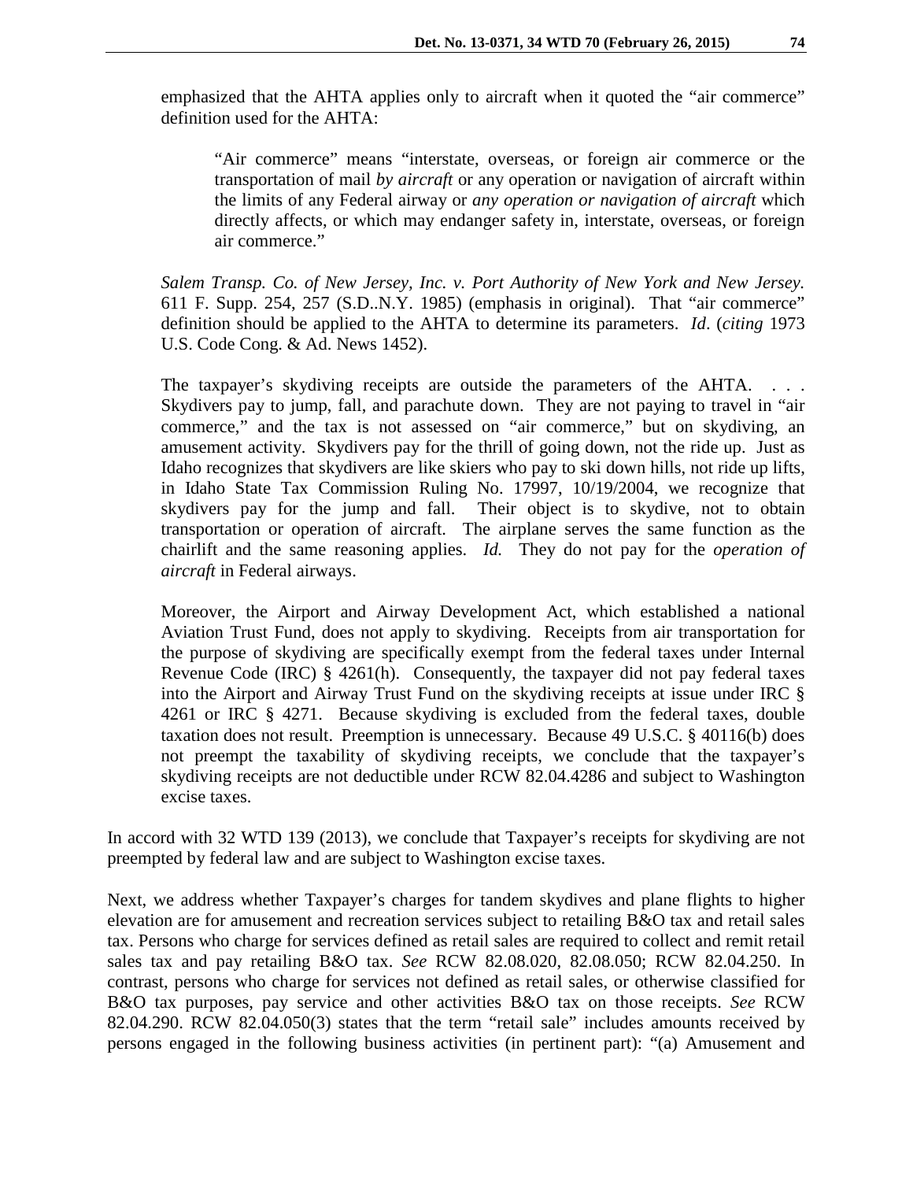emphasized that the AHTA applies only to aircraft when it quoted the "air commerce" definition used for the AHTA:

> "Air commerce" means "interstate, overseas, or foreign air commerce or the transportation of mail *by aircraft* or any operation or navigation of aircraft within the limits of any Federal airway or *any operation or navigation of aircraft* which directly affects, or which may endanger safety in, interstate, overseas, or foreign air commerce."

> *Salem Transp. Co. of New Jersey, Inc. v. Port Authority of New York and New Jersey.* 611 F. Supp. 254, 257 (S.D..N.Y. 1985) (emphasis in original). That "air commerce" definition should be applied to the AHTA to determine its parameters. *Id*. (*citing* 1973 U.S. Code Cong. & Ad. News 1452).
>
> The taxpayer's skydiving receipts are outside the parameters of the AHTA. . . . Skydivers pay to jump, fall, and parachute down. They are not paying to travel in "air commerce," and the tax is not assessed on "air commerce," but on skydiving, an amusement activity. Skydivers pay for the thrill of going down, not the ride up. Just as Idaho recognizes that skydivers are like skiers who pay to ski down hills, not ride up lifts, in Idaho State Tax Commission Ruling No. 17997, 10/19/2004, we recognize that skydivers pay for the jump and fall. Their object is to skydive, not to obtain transportation or operation of aircraft. The airplane serves the same function as the chairlift and the same reasoning applies. *Id.* They do not pay for the *operation of aircraft* in Federal airways.
>
> Moreover, the Airport and Airway Development Act, which established a national Aviation Trust Fund, does not apply to skydiving. Receipts from air transportation for the purpose of skydiving are specifically exempt from the federal taxes under Internal Revenue Code (IRC) § 4261(h). Consequently, the taxpayer did not pay federal taxes into the Airport and Airway Trust Fund on the skydiving receipts at issue under IRC § 4261 or IRC § 4271. Because skydiving is excluded from the federal taxes, double taxation does not result. Preemption is unnecessary. Because 49 U.S.C. § 40116(b) does not preempt the taxability of skydiving receipts, we conclude that the taxpayer's skydiving receipts are not deductible under RCW 82.04.4286 and subject to Washington excise taxes.

In accord with 32 WTD 139 (2013), we conclude that Taxpayer's receipts for skydiving are not preempted by federal law and are subject to Washington excise taxes.

Next, we address whether Taxpayer's charges for tandem skydives and plane flights to higher elevation are for amusement and recreation services subject to retailing B&O tax and retail sales tax. Persons who charge for services defined as retail sales are required to collect and remit retail sales tax and pay retailing B&O tax. *See* RCW 82.08.020, 82.08.050; RCW 82.04.250. In contrast, persons who charge for services not defined as retail sales, or otherwise classified for B&O tax purposes, pay service and other activities B&O tax on those receipts. *See* RCW 82.04.290. RCW 82.04.050(3) states that the term "retail sale" includes amounts received by persons engaged in the following business activities (in pertinent part): "(a) Amusement and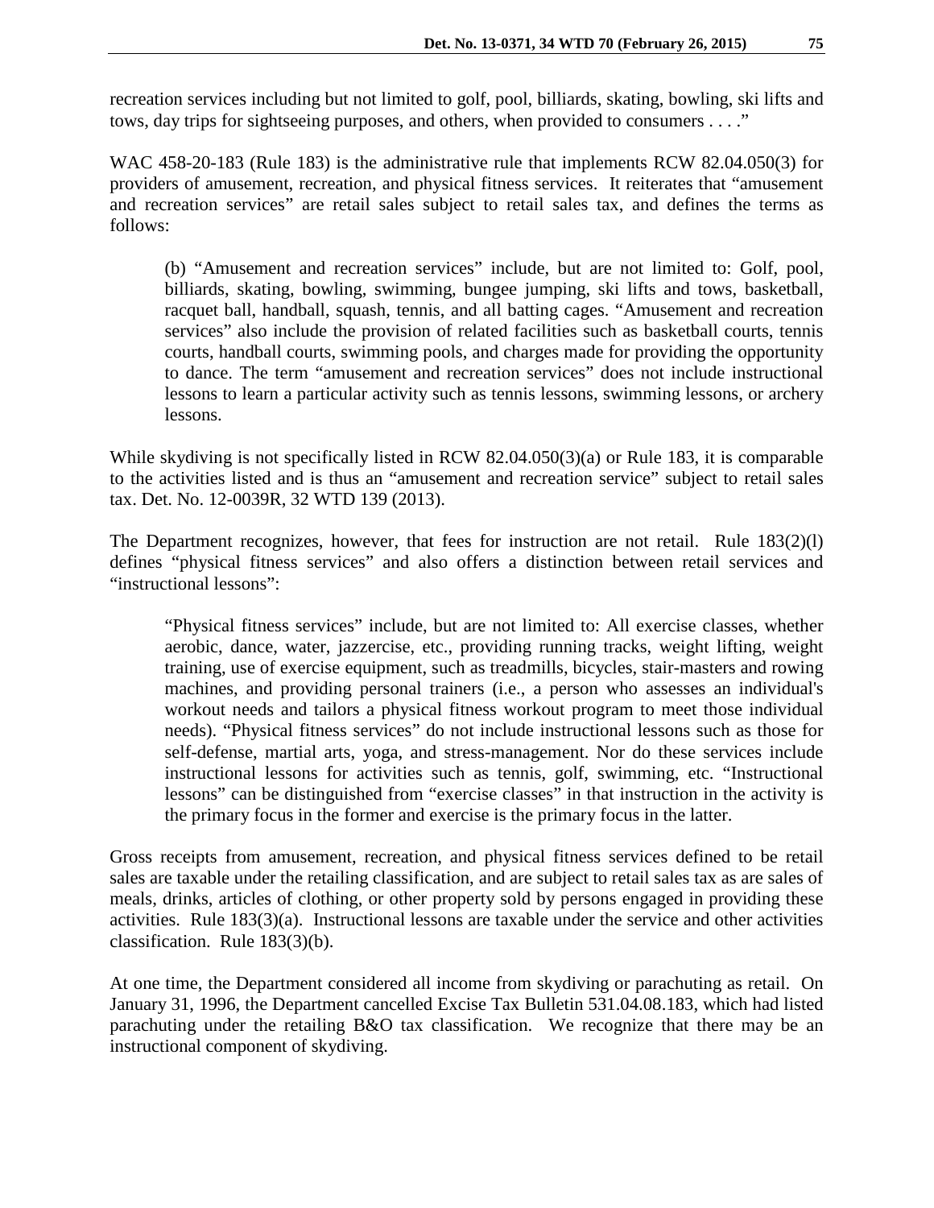recreation services including but not limited to golf, pool, billiards, skating, bowling, ski lifts and tows, day trips for sightseeing purposes, and others, when provided to consumers . . . ."

WAC 458-20-183 (Rule 183) is the administrative rule that implements RCW 82.04.050(3) for providers of amusement, recreation, and physical fitness services. It reiterates that "amusement and recreation services" are retail sales subject to retail sales tax, and defines the terms as follows:

> (b) "Amusement and recreation services" include, but are not limited to: Golf, pool, billiards, skating, bowling, swimming, bungee jumping, ski lifts and tows, basketball, racquet ball, handball, squash, tennis, and all batting cages. "Amusement and recreation services" also include the provision of related facilities such as basketball courts, tennis courts, handball courts, swimming pools, and charges made for providing the opportunity to dance. The term "amusement and recreation services" does not include instructional lessons to learn a particular activity such as tennis lessons, swimming lessons, or archery lessons.

While skydiving is not specifically listed in RCW 82.04.050(3)(a) or Rule 183, it is comparable to the activities listed and is thus an "amusement and recreation service" subject to retail sales tax. Det. No. 12-0039R, 32 WTD 139 (2013).

The Department recognizes, however, that fees for instruction are not retail. Rule 183(2)(l) defines "physical fitness services" and also offers a distinction between retail services and "instructional lessons":

> "Physical fitness services" include, but are not limited to: All exercise classes, whether aerobic, dance, water, jazzercise, etc., providing running tracks, weight lifting, weight training, use of exercise equipment, such as treadmills, bicycles, stair-masters and rowing machines, and providing personal trainers (i.e., a person who assesses an individual's workout needs and tailors a physical fitness workout program to meet those individual needs). "Physical fitness services" do not include instructional lessons such as those for self-defense, martial arts, yoga, and stress-management. Nor do these services include instructional lessons for activities such as tennis, golf, swimming, etc. "Instructional lessons" can be distinguished from "exercise classes" in that instruction in the activity is the primary focus in the former and exercise is the primary focus in the latter.

Gross receipts from amusement, recreation, and physical fitness services defined to be retail sales are taxable under the retailing classification, and are subject to retail sales tax as are sales of meals, drinks, articles of clothing, or other property sold by persons engaged in providing these activities. Rule 183(3)(a). Instructional lessons are taxable under the service and other activities classification. Rule 183(3)(b).

At one time, the Department considered all income from skydiving or parachuting as retail. On January 31, 1996, the Department cancelled Excise Tax Bulletin 531.04.08.183, which had listed parachuting under the retailing B&O tax classification. We recognize that there may be an instructional component of skydiving.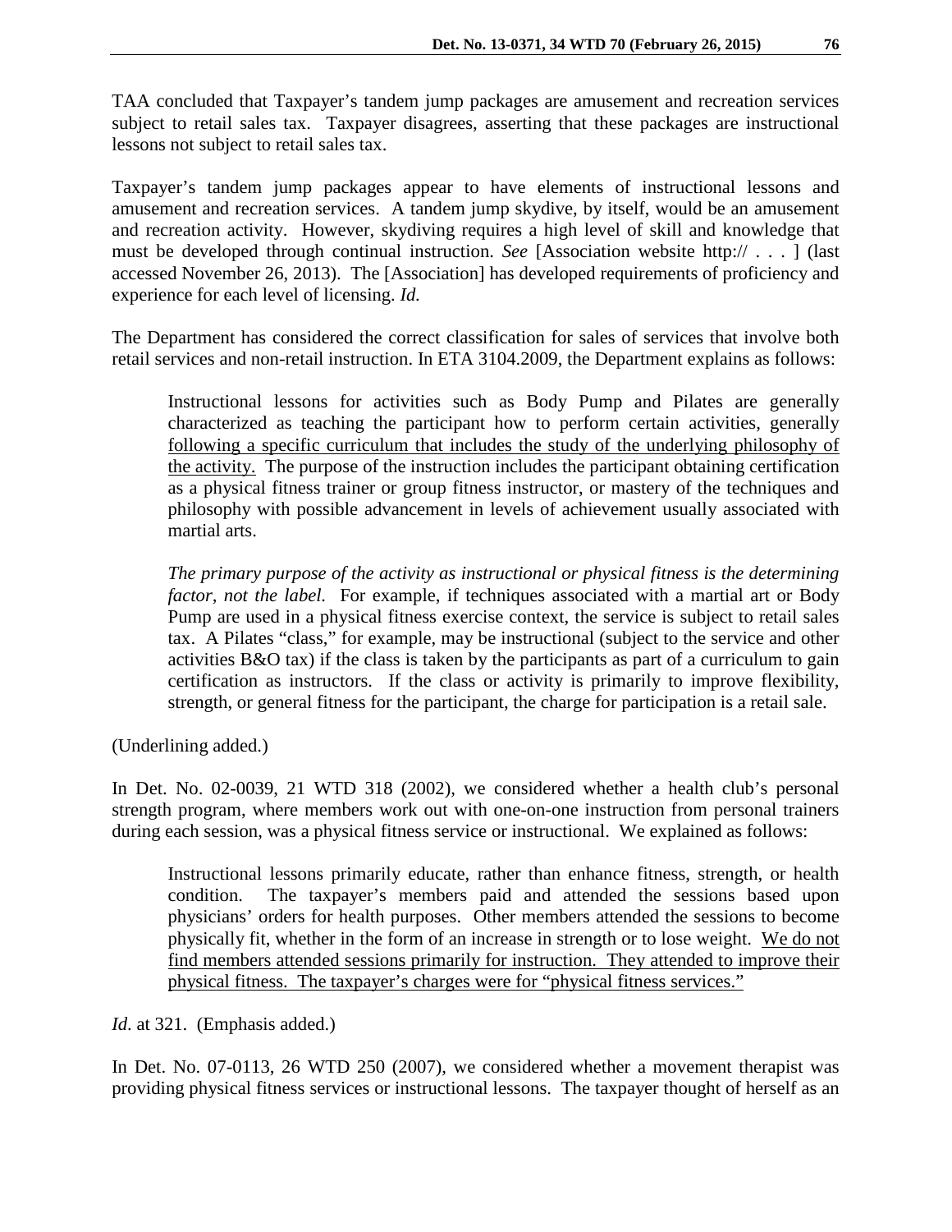TAA concluded that Taxpayer's tandem jump packages are amusement and recreation services subject to retail sales tax. Taxpayer disagrees, asserting that these packages are instructional lessons not subject to retail sales tax.

Taxpayer's tandem jump packages appear to have elements of instructional lessons and amusement and recreation services. A tandem jump skydive, by itself, would be an amusement and recreation activity. However, skydiving requires a high level of skill and knowledge that must be developed through continual instruction. *See* [Association website http:// . . . ] (last accessed November 26, 2013). The [Association] has developed requirements of proficiency and experience for each level of licensing. *Id.*

The Department has considered the correct classification for sales of services that involve both retail services and non-retail instruction. In ETA 3104.2009, the Department explains as follows:

> Instructional lessons for activities such as Body Pump and Pilates are generally characterized as teaching the participant how to perform certain activities, generally <u>following a specific curriculum that includes the study of the underlying philosophy of the activity.</u> The purpose of the instruction includes the participant obtaining certification as a physical fitness trainer or group fitness instructor, or mastery of the techniques and philosophy with possible advancement in levels of achievement usually associated with martial arts.
>
> *The primary purpose of the activity as instructional or physical fitness is the determining factor, not the label.* For example, if techniques associated with a martial art or Body Pump are used in a physical fitness exercise context, the service is subject to retail sales tax. A Pilates "class," for example, may be instructional (subject to the service and other activities B&O tax) if the class is taken by the participants as part of a curriculum to gain certification as instructors. If the class or activity is primarily to improve flexibility, strength, or general fitness for the participant, the charge for participation is a retail sale.

(Underlining added.)

In Det. No. 02-0039, 21 WTD 318 (2002), we considered whether a health club's personal strength program, where members work out with one-on-one instruction from personal trainers during each session, was a physical fitness service or instructional. We explained as follows:

> Instructional lessons primarily educate, rather than enhance fitness, strength, or health condition. The taxpayer's members paid and attended the sessions based upon physicians' orders for health purposes. Other members attended the sessions to become physically fit, whether in the form of an increase in strength or to lose weight. <u>We do not find members attended sessions primarily for instruction. They attended to improve their physical fitness. The taxpayer's charges were for "physical fitness services."</u>

*Id.* at 321. (Emphasis added.)

In Det. No. 07-0113, 26 WTD 250 (2007), we considered whether a movement therapist was providing physical fitness services or instructional lessons. The taxpayer thought of herself as an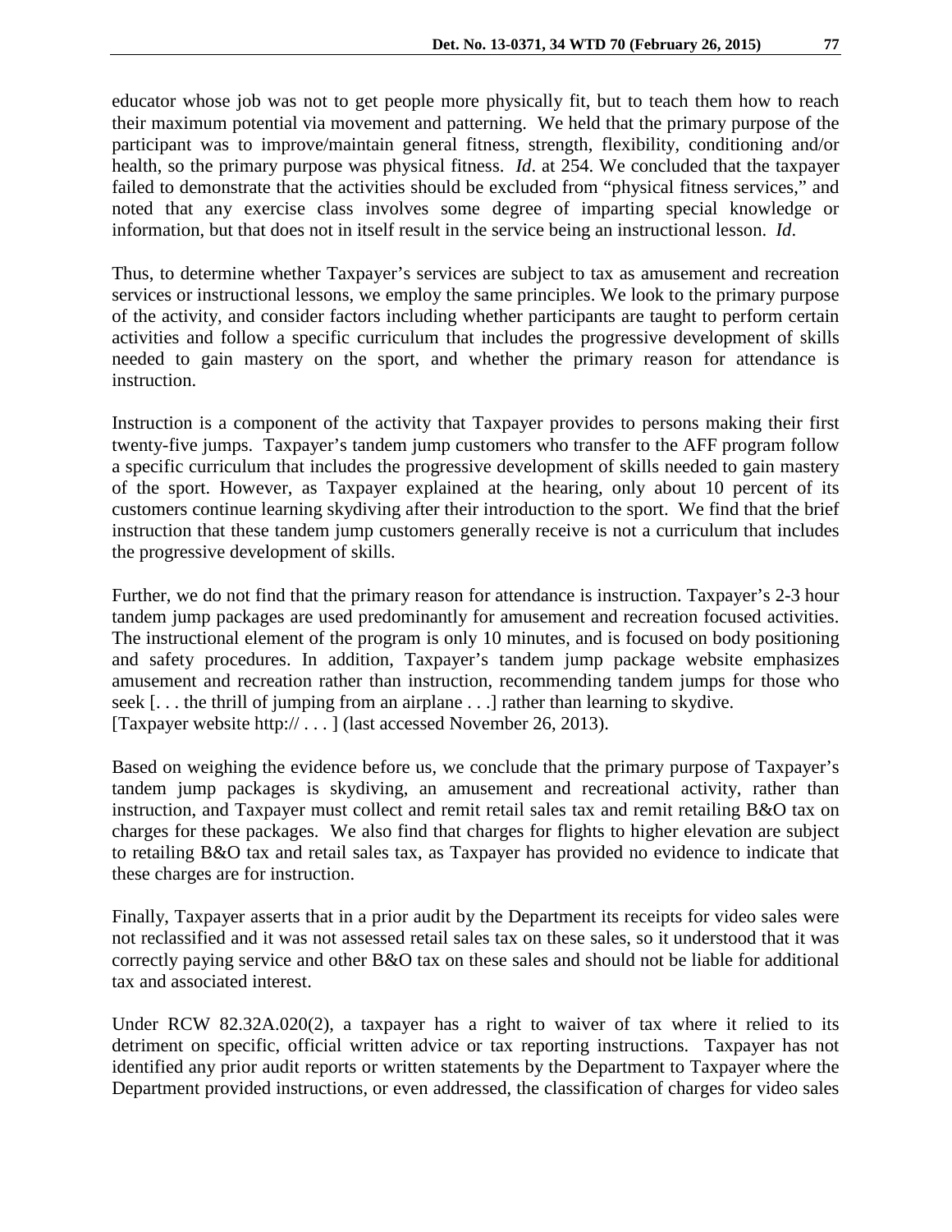educator whose job was not to get people more physically fit, but to teach them how to reach their maximum potential via movement and patterning. We held that the primary purpose of the participant was to improve/maintain general fitness, strength, flexibility, conditioning and/or health, so the primary purpose was physical fitness. *Id*. at 254. We concluded that the taxpayer failed to demonstrate that the activities should be excluded from "physical fitness services," and noted that any exercise class involves some degree of imparting special knowledge or information, but that does not in itself result in the service being an instructional lesson. *Id*.

Thus, to determine whether Taxpayer's services are subject to tax as amusement and recreation services or instructional lessons, we employ the same principles. We look to the primary purpose of the activity, and consider factors including whether participants are taught to perform certain activities and follow a specific curriculum that includes the progressive development of skills needed to gain mastery on the sport, and whether the primary reason for attendance is instruction.

Instruction is a component of the activity that Taxpayer provides to persons making their first twenty-five jumps. Taxpayer's tandem jump customers who transfer to the AFF program follow a specific curriculum that includes the progressive development of skills needed to gain mastery of the sport. However, as Taxpayer explained at the hearing, only about 10 percent of its customers continue learning skydiving after their introduction to the sport. We find that the brief instruction that these tandem jump customers generally receive is not a curriculum that includes the progressive development of skills.

Further, we do not find that the primary reason for attendance is instruction. Taxpayer's 2-3 hour tandem jump packages are used predominantly for amusement and recreation focused activities. The instructional element of the program is only 10 minutes, and is focused on body positioning and safety procedures. In addition, Taxpayer's tandem jump package website emphasizes amusement and recreation rather than instruction, recommending tandem jumps for those who seek [. . . the thrill of jumping from an airplane . . .] rather than learning to skydive. [Taxpayer website http:// . . . ] (last accessed November 26, 2013).

Based on weighing the evidence before us, we conclude that the primary purpose of Taxpayer's tandem jump packages is skydiving, an amusement and recreational activity, rather than instruction, and Taxpayer must collect and remit retail sales tax and remit retailing B&O tax on charges for these packages. We also find that charges for flights to higher elevation are subject to retailing B&O tax and retail sales tax, as Taxpayer has provided no evidence to indicate that these charges are for instruction.

Finally, Taxpayer asserts that in a prior audit by the Department its receipts for video sales were not reclassified and it was not assessed retail sales tax on these sales, so it understood that it was correctly paying service and other B&O tax on these sales and should not be liable for additional tax and associated interest.

Under RCW 82.32A.020(2), a taxpayer has a right to waiver of tax where it relied to its detriment on specific, official written advice or tax reporting instructions. Taxpayer has not identified any prior audit reports or written statements by the Department to Taxpayer where the Department provided instructions, or even addressed, the classification of charges for video sales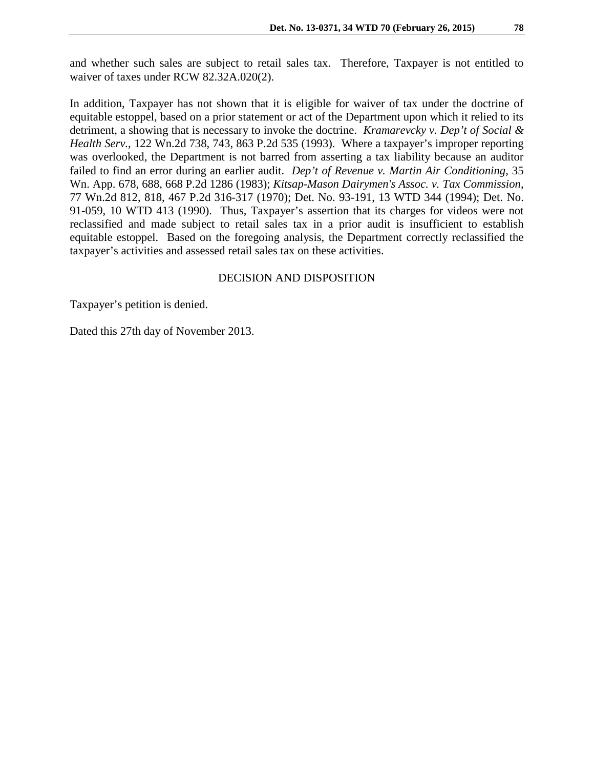and whether such sales are subject to retail sales tax. Therefore, Taxpayer is not entitled to waiver of taxes under RCW 82.32A.020(2).

In addition, Taxpayer has not shown that it is eligible for waiver of tax under the doctrine of equitable estoppel, based on a prior statement or act of the Department upon which it relied to its detriment, a showing that is necessary to invoke the doctrine. *Kramarevcky v. Dep't of Social & Health Serv.*, 122 Wn.2d 738, 743, 863 P.2d 535 (1993). Where a taxpayer's improper reporting was overlooked, the Department is not barred from asserting a tax liability because an auditor failed to find an error during an earlier audit. *Dep't of Revenue v. Martin Air Conditioning*, 35 Wn. App. 678, 688, 668 P.2d 1286 (1983); *Kitsap-Mason Dairymen's Assoc. v. Tax Commission*, 77 Wn.2d 812, 818, 467 P.2d 316-317 (1970); Det. No. 93-191, 13 WTD 344 (1994); Det. No. 91-059, 10 WTD 413 (1990). Thus, Taxpayer's assertion that its charges for videos were not reclassified and made subject to retail sales tax in a prior audit is insufficient to establish equitable estoppel. Based on the foregoing analysis, the Department correctly reclassified the taxpayer's activities and assessed retail sales tax on these activities.

## DECISION AND DISPOSITION

Taxpayer's petition is denied.

Dated this 27th day of November 2013.